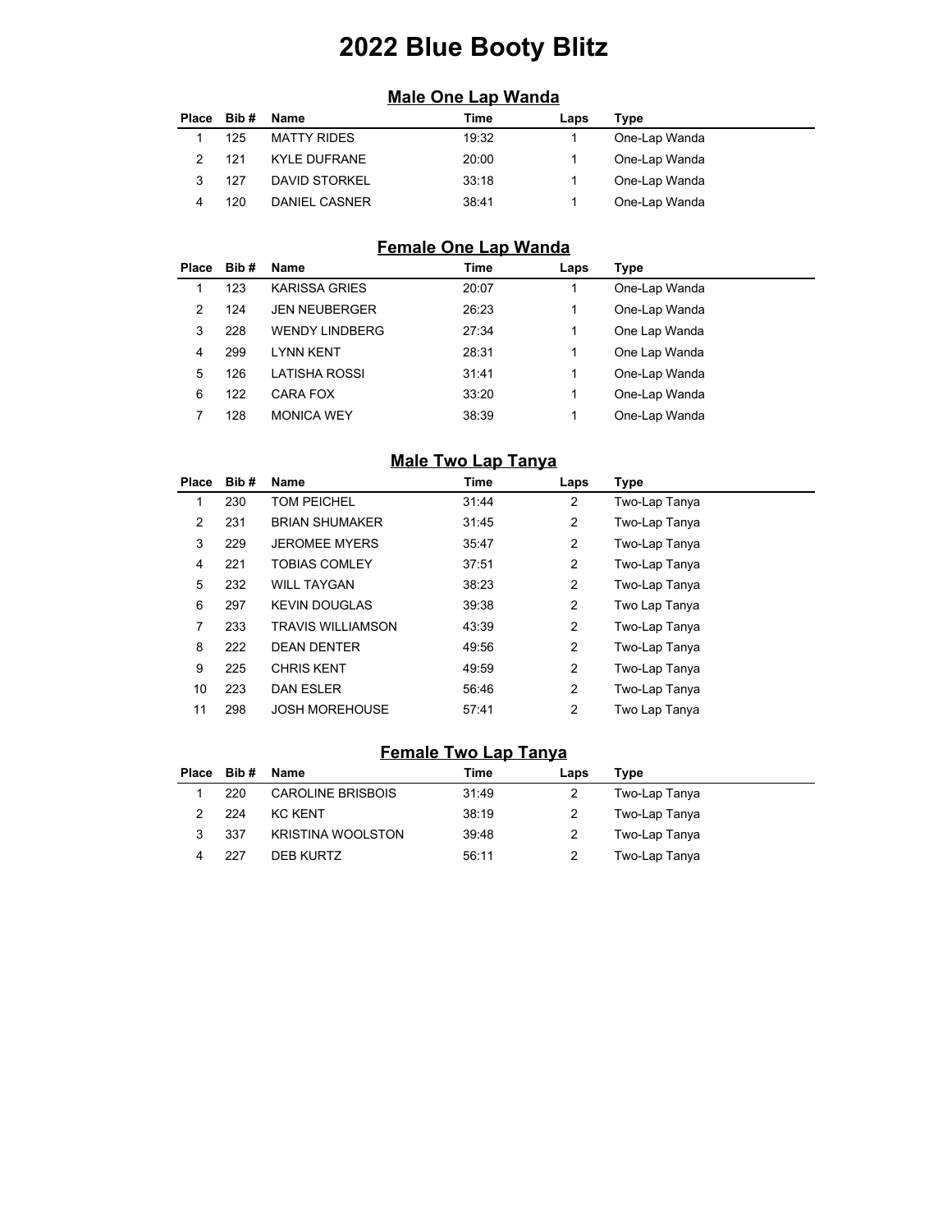# 2022 Blue Booty Blitz

## Male One Lap Wanda

| Place | Bib # | Name | Time | Laps | Type |
|---|---|---|---|---|---|
| 1 | 125 | MATTY RIDES | 19:32 | 1 | One-Lap Wanda |
| 2 | 121 | KYLE DUFRANE | 20:00 | 1 | One-Lap Wanda |
| 3 | 127 | DAVID STORKEL | 33:18 | 1 | One-Lap Wanda |
| 4 | 120 | DANIEL CASNER | 38:41 | 1 | One-Lap Wanda |

## Female One Lap Wanda

| Place | Bib # | Name | Time | Laps | Type |
|---|---|---|---|---|---|
| 1 | 123 | KARISSA GRIES | 20:07 | 1 | One-Lap Wanda |
| 2 | 124 | JEN NEUBERGER | 26:23 | 1 | One-Lap Wanda |
| 3 | 228 | WENDY LINDBERG | 27:34 | 1 | One Lap Wanda |
| 4 | 299 | LYNN KENT | 28:31 | 1 | One Lap Wanda |
| 5 | 126 | LATISHA ROSSI | 31:41 | 1 | One-Lap Wanda |
| 6 | 122 | CARA FOX | 33:20 | 1 | One-Lap Wanda |
| 7 | 128 | MONICA WEY | 38:39 | 1 | One-Lap Wanda |

## Male Two Lap Tanya

| Place | Bib # | Name | Time | Laps | Type |
|---|---|---|---|---|---|
| 1 | 230 | TOM PEICHEL | 31:44 | 2 | Two-Lap Tanya |
| 2 | 231 | BRIAN SHUMAKER | 31:45 | 2 | Two-Lap Tanya |
| 3 | 229 | JEROMEE MYERS | 35:47 | 2 | Two-Lap Tanya |
| 4 | 221 | TOBIAS COMLEY | 37:51 | 2 | Two-Lap Tanya |
| 5 | 232 | WILL TAYGAN | 38:23 | 2 | Two-Lap Tanya |
| 6 | 297 | KEVIN DOUGLAS | 39:38 | 2 | Two Lap Tanya |
| 7 | 233 | TRAVIS WILLIAMSON | 43:39 | 2 | Two-Lap Tanya |
| 8 | 222 | DEAN DENTER | 49:56 | 2 | Two-Lap Tanya |
| 9 | 225 | CHRIS KENT | 49:59 | 2 | Two-Lap Tanya |
| 10 | 223 | DAN ESLER | 56:46 | 2 | Two-Lap Tanya |
| 11 | 298 | JOSH MOREHOUSE | 57:41 | 2 | Two Lap Tanya |

## Female Two Lap Tanya

| Place | Bib # | Name | Time | Laps | Type |
|---|---|---|---|---|---|
| 1 | 220 | CAROLINE BRISBOIS | 31:49 | 2 | Two-Lap Tanya |
| 2 | 224 | KC KENT | 38:19 | 2 | Two-Lap Tanya |
| 3 | 337 | KRISTINA WOOLSTON | 39:48 | 2 | Two-Lap Tanya |
| 4 | 227 | DEB KURTZ | 56:11 | 2 | Two-Lap Tanya |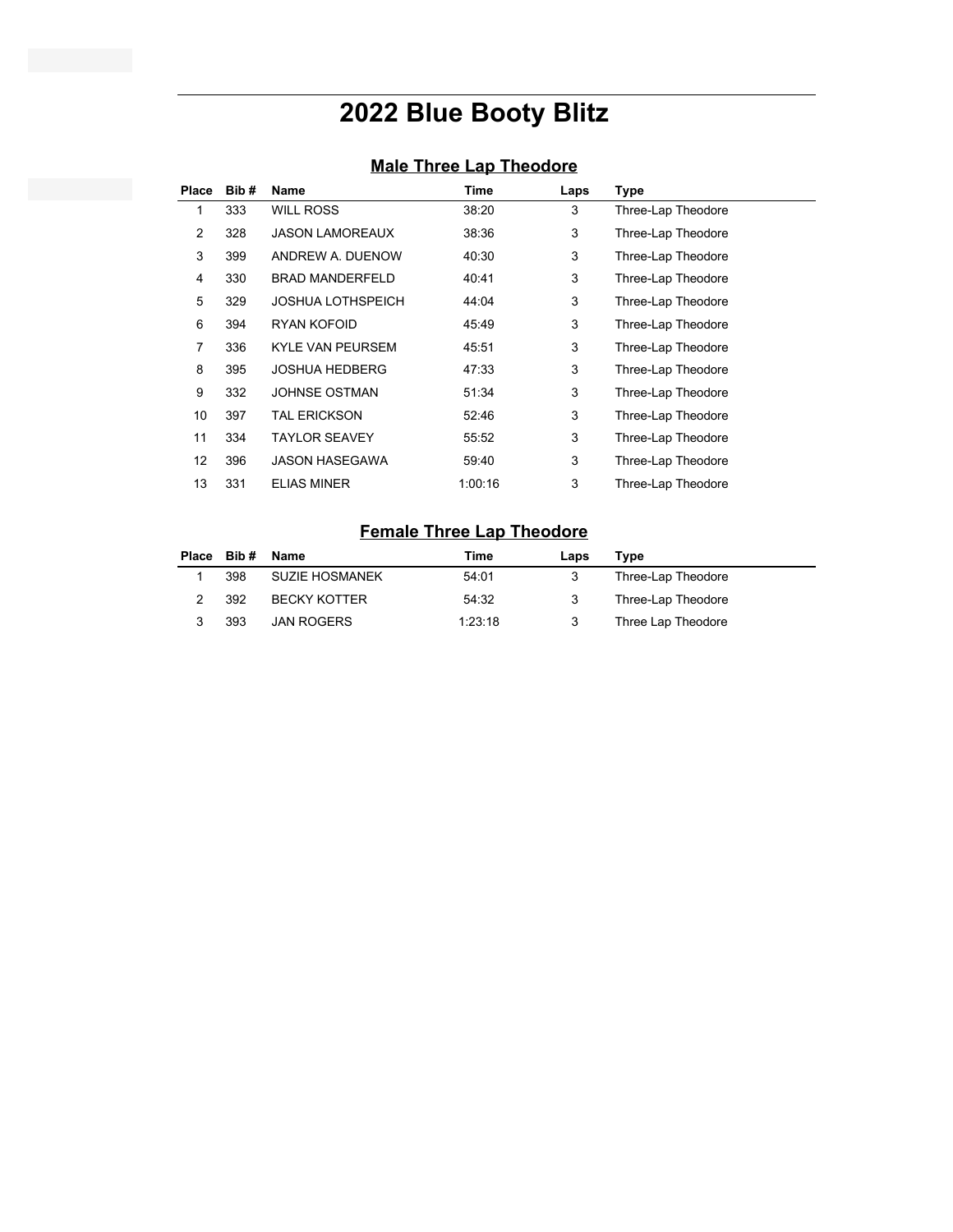# 2022 Blue Booty Blitz

## Male Three Lap Theodore

| Place | Bib # | Name | Time | Laps | Type |
|---|---|---|---|---|---|
| 1 | 333 | WILL ROSS | 38:20 | 3 | Three-Lap Theodore |
| 2 | 328 | JASON LAMOREAUX | 38:36 | 3 | Three-Lap Theodore |
| 3 | 399 | ANDREW A. DUENOW | 40:30 | 3 | Three-Lap Theodore |
| 4 | 330 | BRAD MANDERFELD | 40:41 | 3 | Three-Lap Theodore |
| 5 | 329 | JOSHUA LOTHSPEICH | 44:04 | 3 | Three-Lap Theodore |
| 6 | 394 | RYAN KOFOID | 45:49 | 3 | Three-Lap Theodore |
| 7 | 336 | KYLE VAN PEURSEM | 45:51 | 3 | Three-Lap Theodore |
| 8 | 395 | JOSHUA HEDBERG | 47:33 | 3 | Three-Lap Theodore |
| 9 | 332 | JOHNSE OSTMAN | 51:34 | 3 | Three-Lap Theodore |
| 10 | 397 | TAL ERICKSON | 52:46 | 3 | Three-Lap Theodore |
| 11 | 334 | TAYLOR SEAVEY | 55:52 | 3 | Three-Lap Theodore |
| 12 | 396 | JASON HASEGAWA | 59:40 | 3 | Three-Lap Theodore |
| 13 | 331 | ELIAS MINER | 1:00:16 | 3 | Three-Lap Theodore |

## Female Three Lap Theodore

| Place | Bib # | Name | Time | Laps | Type |
|---|---|---|---|---|---|
| 1 | 398 | SUZIE HOSMANEK | 54:01 | 3 | Three-Lap Theodore |
| 2 | 392 | BECKY KOTTER | 54:32 | 3 | Three-Lap Theodore |
| 3 | 393 | JAN ROGERS | 1:23:18 | 3 | Three Lap Theodore |